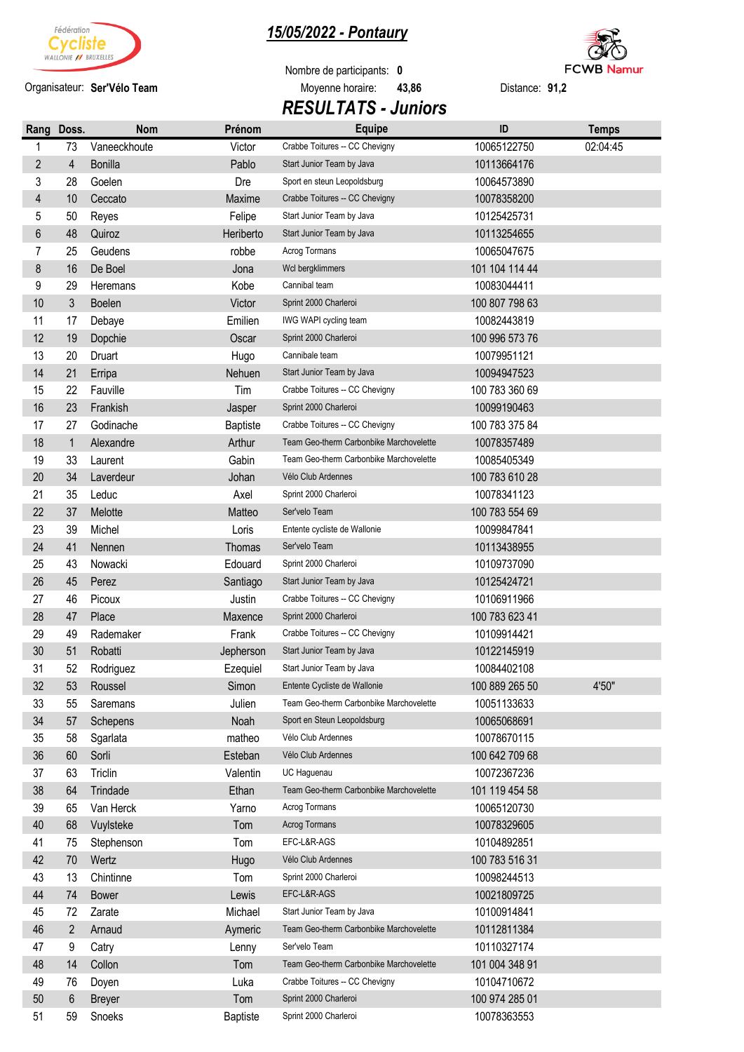# 15/05/2022 - Pontaury

Organisateur: **Ser'Vélo Team**

Nombre de participants: **0**

Moyenne horaire: **43,86**

Distance: **91,2**

## RESULTATS - Juniors

| Rang | Doss. | Nom | Prénom | Equipe | ID | Temps |
|---|---|---|---|---|---|---|
| 1 | 73 | Vaneeckhoute | Victor | Crabbe Toitures -- CC Chevigny | 10065122750 | 02:04:45 |
| 2 | 4 | Bonilla | Pablo | Start Junior Team by Java | 10113664176 | |
| 3 | 28 | Goelen | Dre | Sport en steun Leopoldsburg | 10064573890 | |
| 4 | 10 | Ceccato | Maxime | Crabbe Toitures -- CC Chevigny | 10078358200 | |
| 5 | 50 | Reyes | Felipe | Start Junior Team by Java | 10125425731 | |
| 6 | 48 | Quiroz | Heriberto | Start Junior Team by Java | 10113254655 | |
| 7 | 25 | Geudens | robbe | Acrog Tormans | 10065047675 | |
| 8 | 16 | De Boel | Jona | Wcl bergklimmers | 101 104 114 44 | |
| 9 | 29 | Heremans | Kobe | Cannibal team | 10083044411 | |
| 10 | 3 | Boelen | Victor | Sprint 2000 Charleroi | 100 807 798 63 | |
| 11 | 17 | Debaye | Emilien | IWG WAPI cycling team | 10082443819 | |
| 12 | 19 | Dopchie | Oscar | Sprint 2000 Charleroi | 100 996 573 76 | |
| 13 | 20 | Druart | Hugo | Cannibale team | 10079951121 | |
| 14 | 21 | Erripa | Nehuen | Start Junior Team by Java | 10094947523 | |
| 15 | 22 | Fauville | Tim | Crabbe Toitures -- CC Chevigny | 100 783 360 69 | |
| 16 | 23 | Frankish | Jasper | Sprint 2000 Charleroi | 10099190463 | |
| 17 | 27 | Godinache | Baptiste | Crabbe Toitures -- CC Chevigny | 100 783 375 84 | |
| 18 | 1 | Alexandre | Arthur | Team Geo-therm Carbonbike Marchovelette | 10078357489 | |
| 19 | 33 | Laurent | Gabin | Team Geo-therm Carbonbike Marchovelette | 10085405349 | |
| 20 | 34 | Laverdeur | Johan | Vélo Club Ardennes | 100 783 610 28 | |
| 21 | 35 | Leduc | Axel | Sprint 2000 Charleroi | 10078341123 | |
| 22 | 37 | Melotte | Matteo | Ser'velo Team | 100 783 554 69 | |
| 23 | 39 | Michel | Loris | Entente cycliste de Wallonie | 10099847841 | |
| 24 | 41 | Nennen | Thomas | Ser'velo Team | 10113438955 | |
| 25 | 43 | Nowacki | Edouard | Sprint 2000 Charleroi | 10109737090 | |
| 26 | 45 | Perez | Santiago | Start Junior Team by Java | 10125424721 | |
| 27 | 46 | Picoux | Justin | Crabbe Toitures -- CC Chevigny | 10106911966 | |
| 28 | 47 | Place | Maxence | Sprint 2000 Charleroi | 100 783 623 41 | |
| 29 | 49 | Rademaker | Frank | Crabbe Toitures -- CC Chevigny | 10109914421 | |
| 30 | 51 | Robatti | Jepherson | Start Junior Team by Java | 10122145919 | |
| 31 | 52 | Rodriguez | Ezequiel | Start Junior Team by Java | 10084402108 | |
| 32 | 53 | Roussel | Simon | Entente Cycliste de Wallonie | 100 889 265 50 | 4'50" |
| 33 | 55 | Saremans | Julien | Team Geo-therm Carbonbike Marchovelette | 10051133633 | |
| 34 | 57 | Schepens | Noah | Sport en Steun Leopoldsburg | 10065068691 | |
| 35 | 58 | Sgarlata | matheo | Vélo Club Ardennes | 10078670115 | |
| 36 | 60 | Sorli | Esteban | Vélo Club Ardennes | 100 642 709 68 | |
| 37 | 63 | Triclin | Valentin | UC Haguenau | 10072367236 | |
| 38 | 64 | Trindade | Ethan | Team Geo-therm Carbonbike Marchovelette | 101 119 454 58 | |
| 39 | 65 | Van Herck | Yarno | Acrog Tormans | 10065120730 | |
| 40 | 68 | Vuylsteke | Tom | Acrog Tormans | 10078329605 | |
| 41 | 75 | Stephenson | Tom | EFC-L&R-AGS | 10104892851 | |
| 42 | 70 | Wertz | Hugo | Vélo Club Ardennes | 100 783 516 31 | |
| 43 | 13 | Chintinne | Tom | Sprint 2000 Charleroi | 10098244513 | |
| 44 | 74 | Bower | Lewis | EFC-L&R-AGS | 10021809725 | |
| 45 | 72 | Zarate | Michael | Start Junior Team by Java | 10100914841 | |
| 46 | 2 | Arnaud | Aymeric | Team Geo-therm Carbonbike Marchovelette | 10112811384 | |
| 47 | 9 | Catry | Lenny | Ser'velo Team | 10110327174 | |
| 48 | 14 | Collon | Tom | Team Geo-therm Carbonbike Marchovelette | 101 004 348 91 | |
| 49 | 76 | Doyen | Luka | Crabbe Toitures -- CC Chevigny | 10104710672 | |
| 50 | 6 | Breyer | Tom | Sprint 2000 Charleroi | 100 974 285 01 | |
| 51 | 59 | Snoeks | Baptiste | Sprint 2000 Charleroi | 10078363553 | |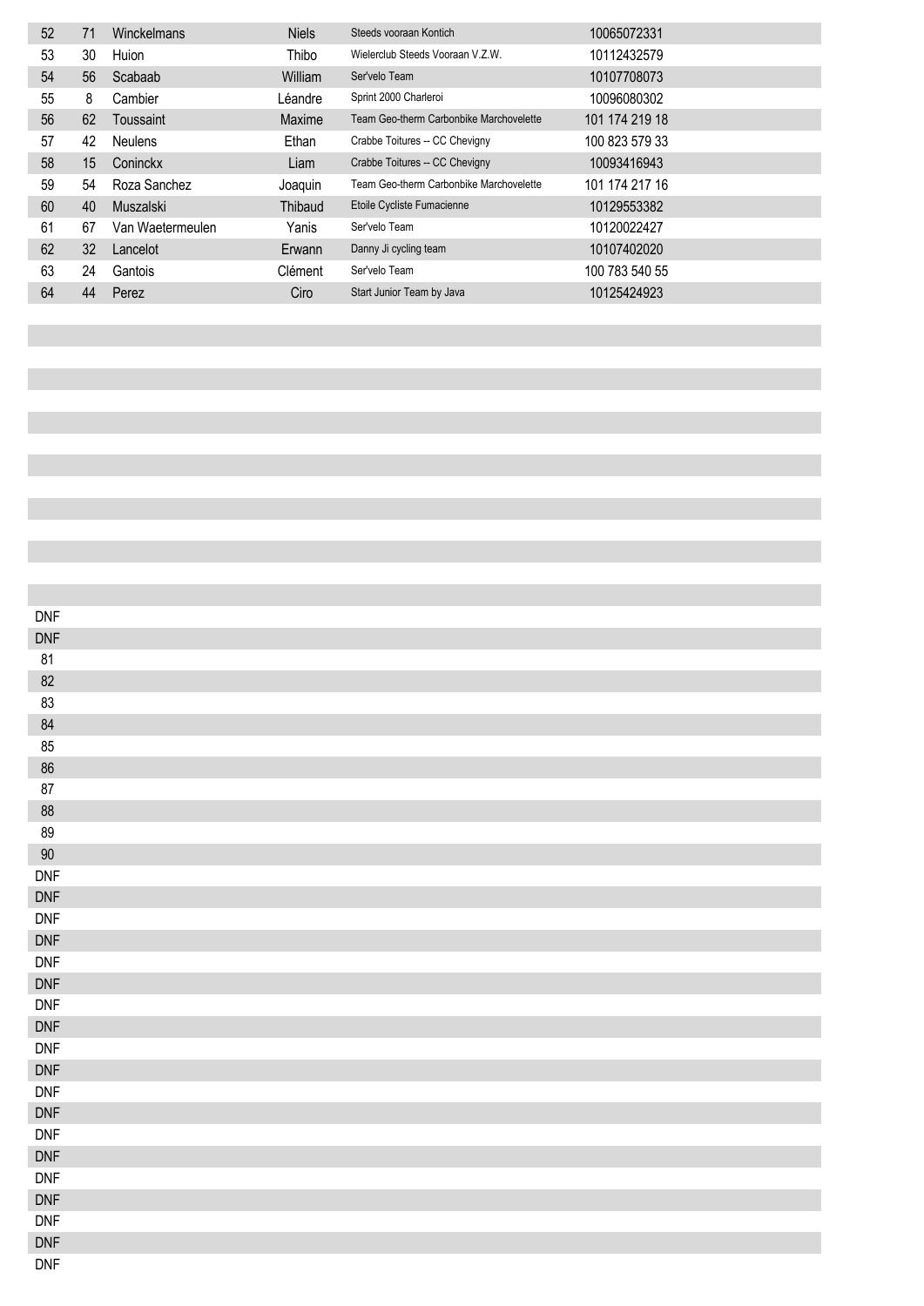| | | | | | |
|---|---|---|---|---|---|
| 52 | 71 | Winckelmans | Niels | Steeds vooraan Kontich | 10065072331 |
| 53 | 30 | Huion | Thibo | Wielerclub Steeds Vooraan V.Z.W. | 10112432579 |
| 54 | 56 | Scabaab | William | Ser'velo Team | 10107708073 |
| 55 | 8 | Cambier | Léandre | Sprint 2000 Charleroi | 10096080302 |
| 56 | 62 | Toussaint | Maxime | Team Geo-therm Carbonbike Marchovelette | 101 174 219 18 |
| 57 | 42 | Neulens | Ethan | Crabbe Toitures -- CC Chevigny | 100 823 579 33 |
| 58 | 15 | Coninckx | Liam | Crabbe Toitures -- CC Chevigny | 10093416943 |
| 59 | 54 | Roza Sanchez | Joaquin | Team Geo-therm Carbonbike Marchovelette | 101 174 217 16 |
| 60 | 40 | Muszalski | Thibaud | Etoile Cycliste Fumacienne | 10129553382 |
| 61 | 67 | Van Waetermeulen | Yanis | Ser'velo Team | 10120022427 |
| 62 | 32 | Lancelot | Erwann | Danny Ji cycling team | 10107402020 |
| 63 | 24 | Gantois | Clément | Ser'velo Team | 100 783 540 55 |
| 64 | 44 | Perez | Ciro | Start Junior Team by Java | 10125424923 |
| DNF | | | | | |
| DNF | | | | | |
| 81 | | | | | |
| 82 | | | | | |
| 83 | | | | | |
| 84 | | | | | |
| 85 | | | | | |
| 86 | | | | | |
| 87 | | | | | |
| 88 | | | | | |
| 89 | | | | | |
| 90 | | | | | |
| DNF | | | | | |
| DNF | | | | | |
| DNF | | | | | |
| DNF | | | | | |
| DNF | | | | | |
| DNF | | | | | |
| DNF | | | | | |
| DNF | | | | | |
| DNF | | | | | |
| DNF | | | | | |
| DNF | | | | | |
| DNF | | | | | |
| DNF | | | | | |
| DNF | | | | | |
| DNF | | | | | |
| DNF | | | | | |
| DNF | | | | | |
| DNF | | | | | |
| DNF | | | | | |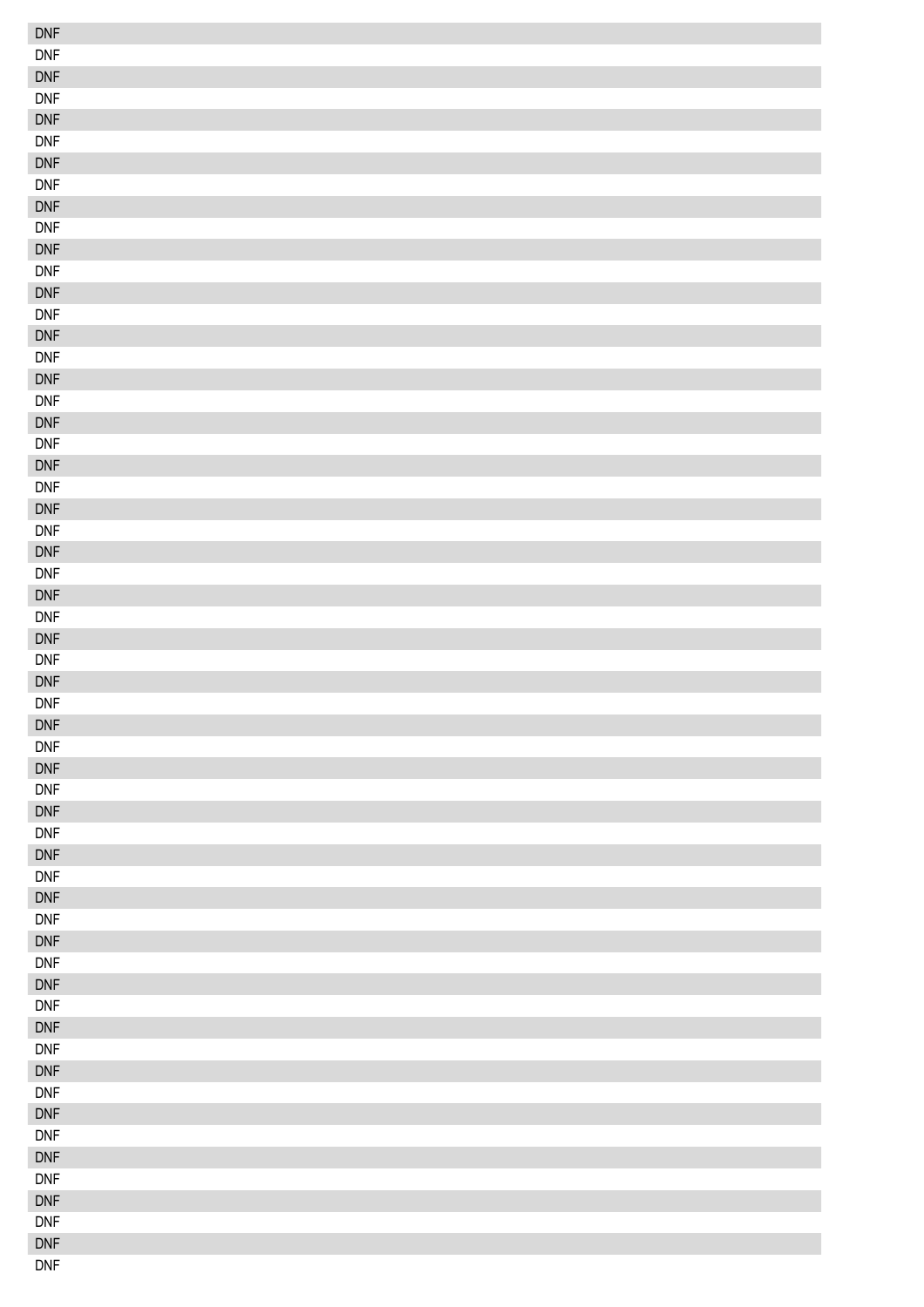DNF
DNF
DNF
DNF
DNF
DNF
DNF
DNF
DNF
DNF
DNF
DNF
DNF
DNF
DNF
DNF
DNF
DNF
DNF
DNF
DNF
DNF
DNF
DNF
DNF
DNF
DNF
DNF
DNF
DNF
DNF
DNF
DNF
DNF
DNF
DNF
DNF
DNF
DNF
DNF
DNF
DNF
DNF
DNF
DNF
DNF
DNF
DNF
DNF
DNF
DNF
DNF
DNF
DNF
DNF
DNF
DNF
DNF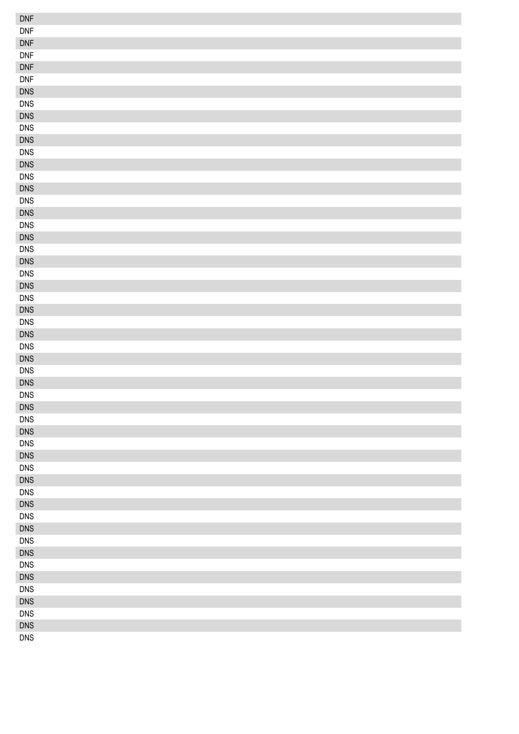| |
|---|
| DNF |
| DNF |
| DNF |
| DNF |
| DNF |
| DNF |
| DNS |
| DNS |
| DNS |
| DNS |
| DNS |
| DNS |
| DNS |
| DNS |
| DNS |
| DNS |
| DNS |
| DNS |
| DNS |
| DNS |
| DNS |
| DNS |
| DNS |
| DNS |
| DNS |
| DNS |
| DNS |
| DNS |
| DNS |
| DNS |
| DNS |
| DNS |
| DNS |
| DNS |
| DNS |
| DNS |
| DNS |
| DNS |
| DNS |
| DNS |
| DNS |
| DNS |
| DNS |
| DNS |
| DNS |
| DNS |
| DNS |
| DNS |
| DNS |
| DNS |
| DNS |
| DNS |